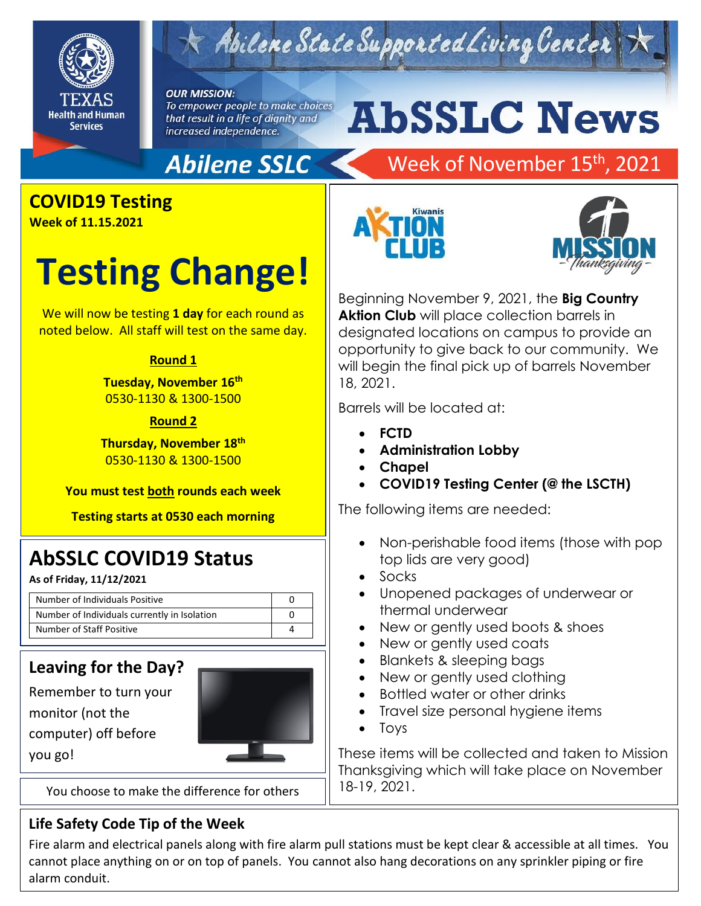# AbSSLC News

Abilene State Supported Living Center

**OUR MISSION:**
*To empower people to make choices that result in a life of dignity and increased independence.*

Texas Health and Human Services

## Abilene SSLC — Week of November 15th, 2021

## COVID19 Testing

**Week of 11.15.2021**

# Testing Change!

We will now be testing **1 day** for each round as noted below. All staff will test on the same day.

**Round 1**

**Tuesday, November 16th**
0530-1130 & 1300-1500

**Round 2**

**Thursday, November 18th**
0530-1130 & 1300-1500

**You must test both rounds each week**

**Testing starts at 0530 each morning**

## AbSSLC COVID19 Status

**As of Friday, 11/12/2021**

| | |
|---|---|
| Number of Individuals Positive | 0 |
| Number of Individuals currently in Isolation | 0 |
| Number of Staff Positive | 4 |

## Leaving for the Day?

Remember to turn your monitor (not the computer) off before you go!

You choose to make the difference for others

Kiwanis Aktion Club — Mission Thanksgiving

Beginning November 9, 2021, the **Big Country Aktion Club** will place collection barrels in designated locations on campus to provide an opportunity to give back to our community. We will begin the final pick up of barrels November 18, 2021.

Barrels will be located at:

- **FCTD**
- **Administration Lobby**
- **Chapel**
- **COVID19 Testing Center (@ the LSCTH)**

The following items are needed:

- Non-perishable food items (those with pop top lids are very good)
- Socks
- Unopened packages of underwear or thermal underwear
- New or gently used boots & shoes
- New or gently used coats
- Blankets & sleeping bags
- New or gently used clothing
- Bottled water or other drinks
- Travel size personal hygiene items
- Toys

These items will be collected and taken to Mission Thanksgiving which will take place on November 18-19, 2021.

## Life Safety Code Tip of the Week

Fire alarm and electrical panels along with fire alarm pull stations must be kept clear & accessible at all times. You cannot place anything on or on top of panels. You cannot also hang decorations on any sprinkler piping or fire alarm conduit.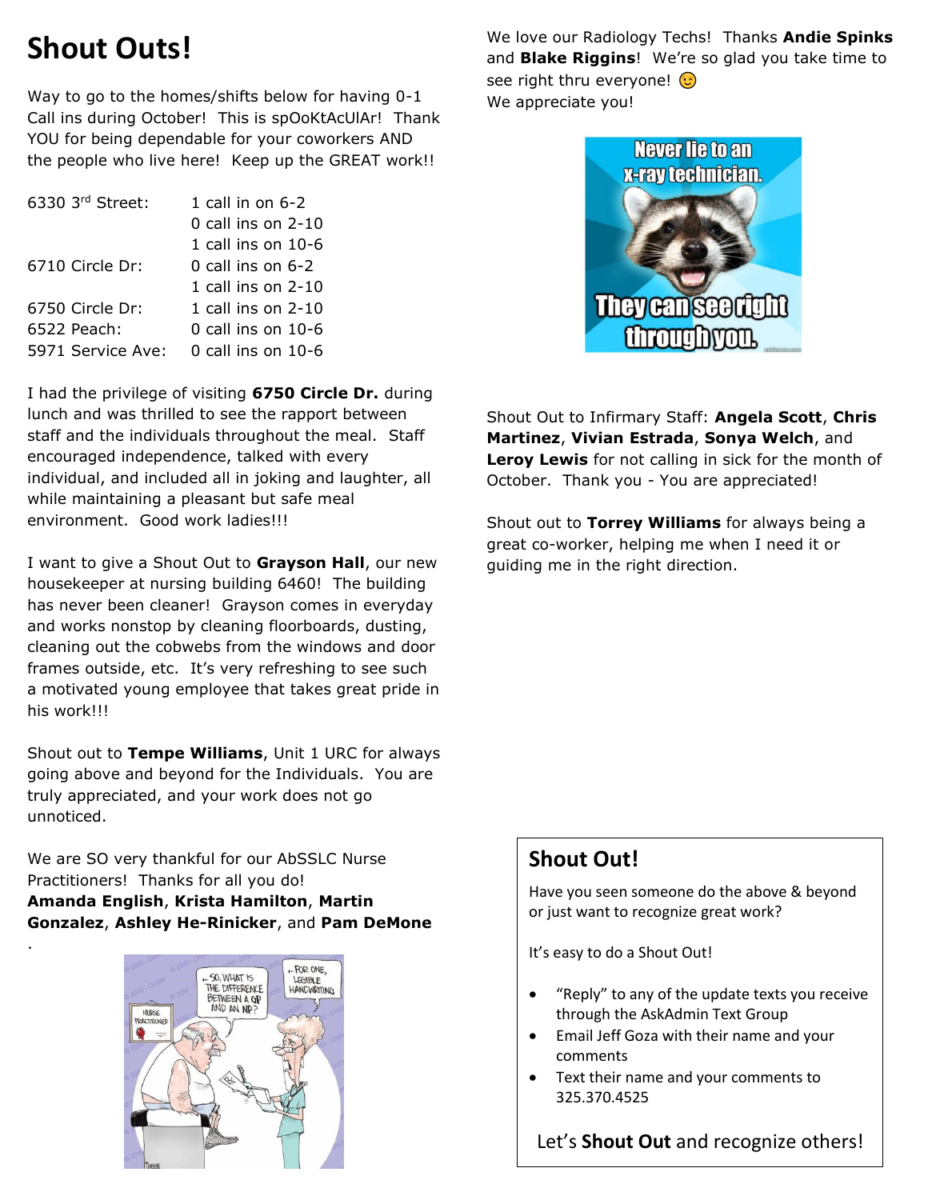# Shout Outs!

Way to go to the homes/shifts below for having 0-1 Call ins during October! This is spOoKtAcUlAr! Thank YOU for being dependable for your coworkers AND the people who live here! Keep up the GREAT work!!

| | |
|---|---|
| 6330 3rd Street: | 1 call in on 6-2 |
| | 0 call ins on 2-10 |
| | 1 call ins on 10-6 |
| 6710 Circle Dr: | 0 call ins on 6-2 |
| | 1 call ins on 2-10 |
| 6750 Circle Dr: | 1 call ins on 2-10 |
| 6522 Peach: | 0 call ins on 10-6 |
| 5971 Service Ave: | 0 call ins on 10-6 |

I had the privilege of visiting **6750 Circle Dr.** during lunch and was thrilled to see the rapport between staff and the individuals throughout the meal. Staff encouraged independence, talked with every individual, and included all in joking and laughter, all while maintaining a pleasant but safe meal environment. Good work ladies!!!

I want to give a Shout Out to **Grayson Hall**, our new housekeeper at nursing building 6460! The building has never been cleaner! Grayson comes in everyday and works nonstop by cleaning floorboards, dusting, cleaning out the cobwebs from the windows and door frames outside, etc. It's very refreshing to see such a motivated young employee that takes great pride in his work!!!

Shout out to **Tempe Williams**, Unit 1 URC for always going above and beyond for the Individuals. You are truly appreciated, and your work does not go unnoticed.

We are SO very thankful for our AbSSLC Nurse Practitioners! Thanks for all you do!
**Amanda English**, **Krista Hamilton**, **Martin Gonzalez**, **Ashley He-Rinicker**, and **Pam DeMone**

.

We love our Radiology Techs! Thanks **Andie Spinks** and **Blake Riggins**! We're so glad you take time to see right thru everyone! 😉
We appreciate you!

Shout Out to Infirmary Staff: **Angela Scott**, **Chris Martinez**, **Vivian Estrada**, **Sonya Welch**, and **Leroy Lewis** for not calling in sick for the month of October. Thank you - You are appreciated!

Shout out to **Torrey Williams** for always being a great co-worker, helping me when I need it or guiding me in the right direction.

## Shout Out!

Have you seen someone do the above & beyond or just want to recognize great work?

It's easy to do a Shout Out!

- "Reply" to any of the update texts you receive through the AskAdmin Text Group
- Email Jeff Goza with their name and your comments
- Text their name and your comments to 325.370.4525

Let's **Shout Out** and recognize others!